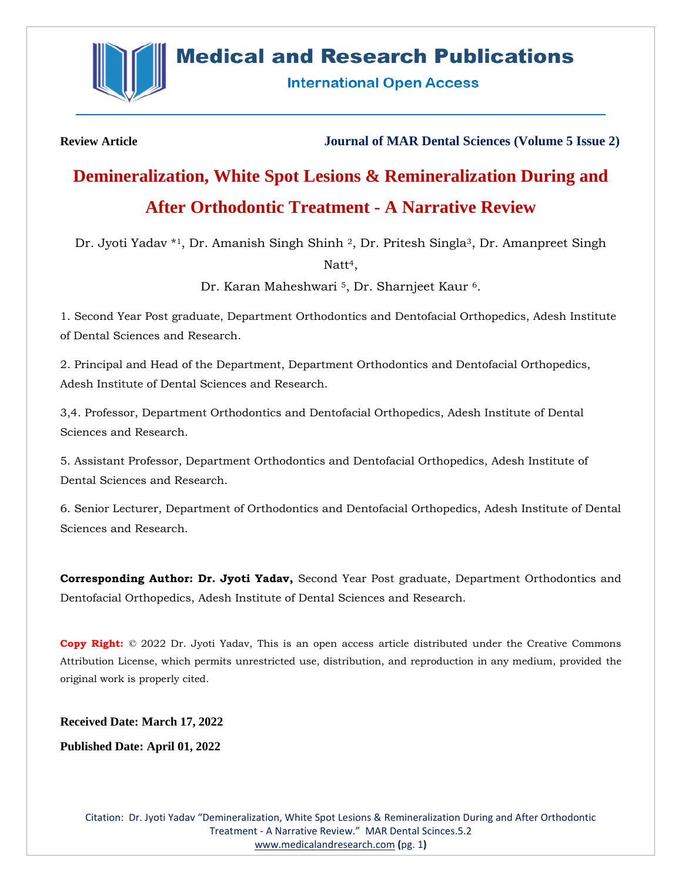**Review Article**

**Journal of MAR Dental Sciences (Volume 5 Issue 2)**

# Demineralization, White Spot Lesions & Remineralization During and After Orthodontic Treatment - A Narrative Review

Dr. Jyoti Yadav *[1], Dr. Amanish Singh Shinh [2], Dr. Pritesh Singla[3], Dr. Amanpreet Singh Natt[4], Dr. Karan Maheshwari [5], Dr. Sharnjeet Kaur [6].

1. Second Year Post graduate, Department Orthodontics and Dentofacial Orthopedics, Adesh Institute of Dental Sciences and Research.

2. Principal and Head of the Department, Department Orthodontics and Dentofacial Orthopedics, Adesh Institute of Dental Sciences and Research.

3,4. Professor, Department Orthodontics and Dentofacial Orthopedics, Adesh Institute of Dental Sciences and Research.

5. Assistant Professor, Department Orthodontics and Dentofacial Orthopedics, Adesh Institute of Dental Sciences and Research.

6. Senior Lecturer, Department of Orthodontics and Dentofacial Orthopedics, Adesh Institute of Dental Sciences and Research.

**Corresponding Author: Dr. Jyoti Yadav,** Second Year Post graduate, Department Orthodontics and Dentofacial Orthopedics, Adesh Institute of Dental Sciences and Research.

**Copy Right:** © 2022 Dr. Jyoti Yadav, This is an open access article distributed under the Creative Commons Attribution License, which permits unrestricted use, distribution, and reproduction in any medium, provided the original work is properly cited.

**Received Date: March 17, 2022**

**Published Date: April 01, 2022**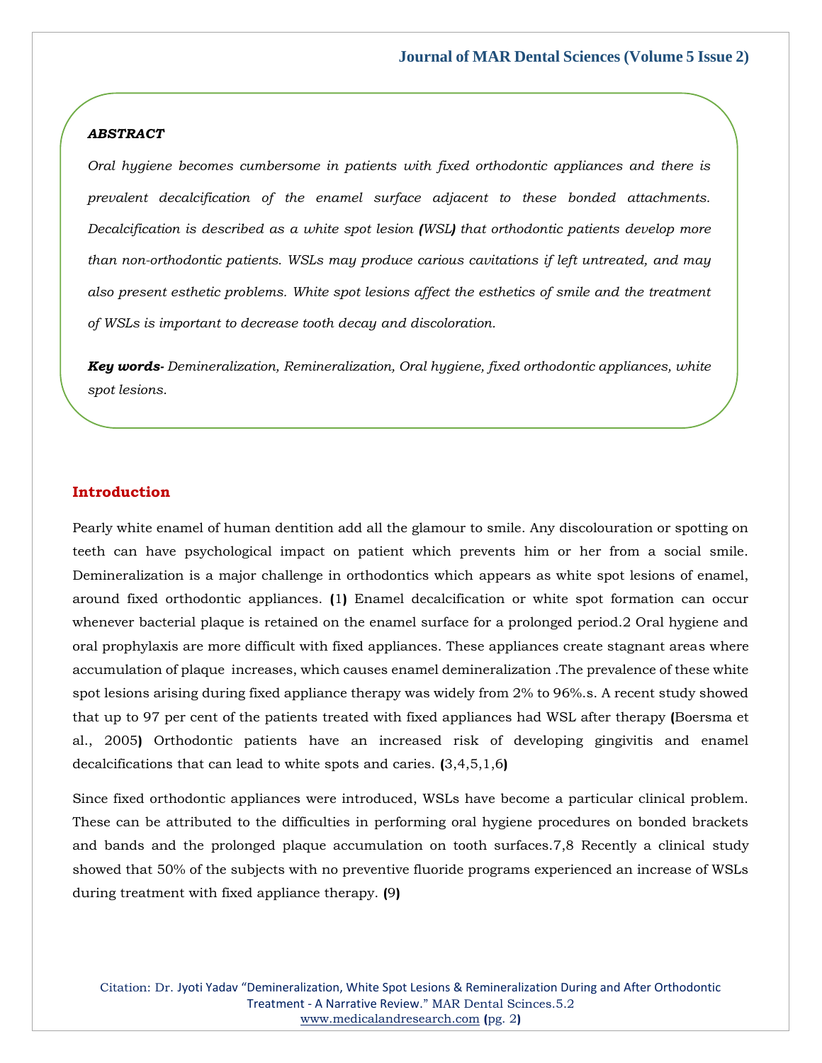*ABSTRACT*

*Oral hygiene becomes cumbersome in patients with fixed orthodontic appliances and there is prevalent decalcification of the enamel surface adjacent to these bonded attachments. Decalcification is described as a white spot lesion (WSL) that orthodontic patients develop more than non-orthodontic patients. WSLs may produce carious cavitations if left untreated, and may also present esthetic problems. White spot lesions affect the esthetics of smile and the treatment of WSLs is important to decrease tooth decay and discoloration.*

***Key words-*** *Demineralization, Remineralization, Oral hygiene, fixed orthodontic appliances, white spot lesions.*

## Introduction

Pearly white enamel of human dentition add all the glamour to smile. Any discolouration or spotting on teeth can have psychological impact on patient which prevents him or her from a social smile. Demineralization is a major challenge in orthodontics which appears as white spot lesions of enamel, around fixed orthodontic appliances. (1) Enamel decalcification or white spot formation can occur whenever bacterial plaque is retained on the enamel surface for a prolonged period.2 Oral hygiene and oral prophylaxis are more difficult with fixed appliances. These appliances create stagnant areas where accumulation of plaque increases, which causes enamel demineralization .The prevalence of these white spot lesions arising during fixed appliance therapy was widely from 2% to 96%.s. A recent study showed that up to 97 per cent of the patients treated with fixed appliances had WSL after therapy (Boersma et al., 2005) Orthodontic patients have an increased risk of developing gingivitis and enamel decalcifications that can lead to white spots and caries. (3,4,5,1,6)

Since fixed orthodontic appliances were introduced, WSLs have become a particular clinical problem. These can be attributed to the difficulties in performing oral hygiene procedures on bonded brackets and bands and the prolonged plaque accumulation on tooth surfaces.7,8 Recently a clinical study showed that 50% of the subjects with no preventive fluoride programs experienced an increase of WSLs during treatment with fixed appliance therapy. (9)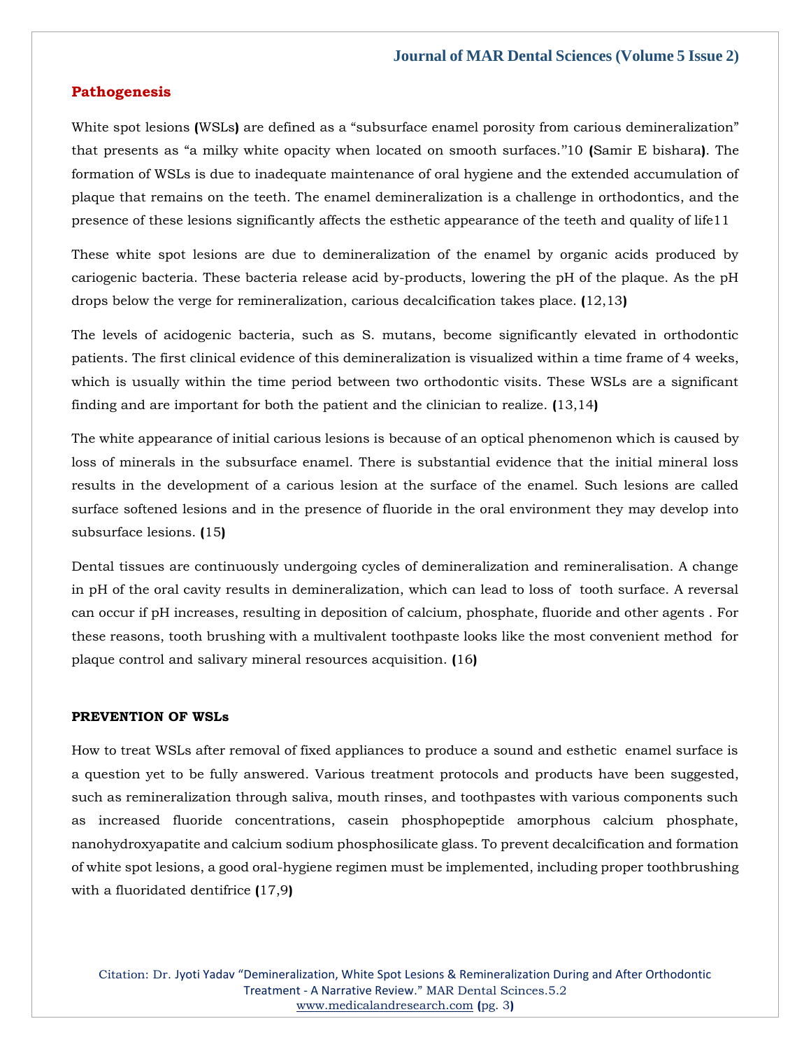## Pathogenesis

White spot lesions (WSLs) are defined as a "subsurface enamel porosity from carious demineralization" that presents as "a milky white opacity when located on smooth surfaces."10 (Samir E bishara). The formation of WSLs is due to inadequate maintenance of oral hygiene and the extended accumulation of plaque that remains on the teeth. The enamel demineralization is a challenge in orthodontics, and the presence of these lesions significantly affects the esthetic appearance of the teeth and quality of life11

These white spot lesions are due to demineralization of the enamel by organic acids produced by cariogenic bacteria. These bacteria release acid by-products, lowering the pH of the plaque. As the pH drops below the verge for remineralization, carious decalcification takes place. (12,13)

The levels of acidogenic bacteria, such as S. mutans, become significantly elevated in orthodontic patients. The first clinical evidence of this demineralization is visualized within a time frame of 4 weeks, which is usually within the time period between two orthodontic visits. These WSLs are a significant finding and are important for both the patient and the clinician to realize. (13,14)

The white appearance of initial carious lesions is because of an optical phenomenon which is caused by loss of minerals in the subsurface enamel. There is substantial evidence that the initial mineral loss results in the development of a carious lesion at the surface of the enamel. Such lesions are called surface softened lesions and in the presence of fluoride in the oral environment they may develop into subsurface lesions. (15)

Dental tissues are continuously undergoing cycles of demineralization and remineralisation. A change in pH of the oral cavity results in demineralization, which can lead to loss of tooth surface. A reversal can occur if pH increases, resulting in deposition of calcium, phosphate, fluoride and other agents . For these reasons, tooth brushing with a multivalent toothpaste looks like the most convenient method for plaque control and salivary mineral resources acquisition. (16)

### PREVENTION OF WSLs

How to treat WSLs after removal of fixed appliances to produce a sound and esthetic enamel surface is a question yet to be fully answered. Various treatment protocols and products have been suggested, such as remineralization through saliva, mouth rinses, and toothpastes with various components such as increased fluoride concentrations, casein phosphopeptide amorphous calcium phosphate, nanohydroxyapatite and calcium sodium phosphosilicate glass. To prevent decalcification and formation of white spot lesions, a good oral-hygiene regimen must be implemented, including proper toothbrushing with a fluoridated dentifrice (17,9)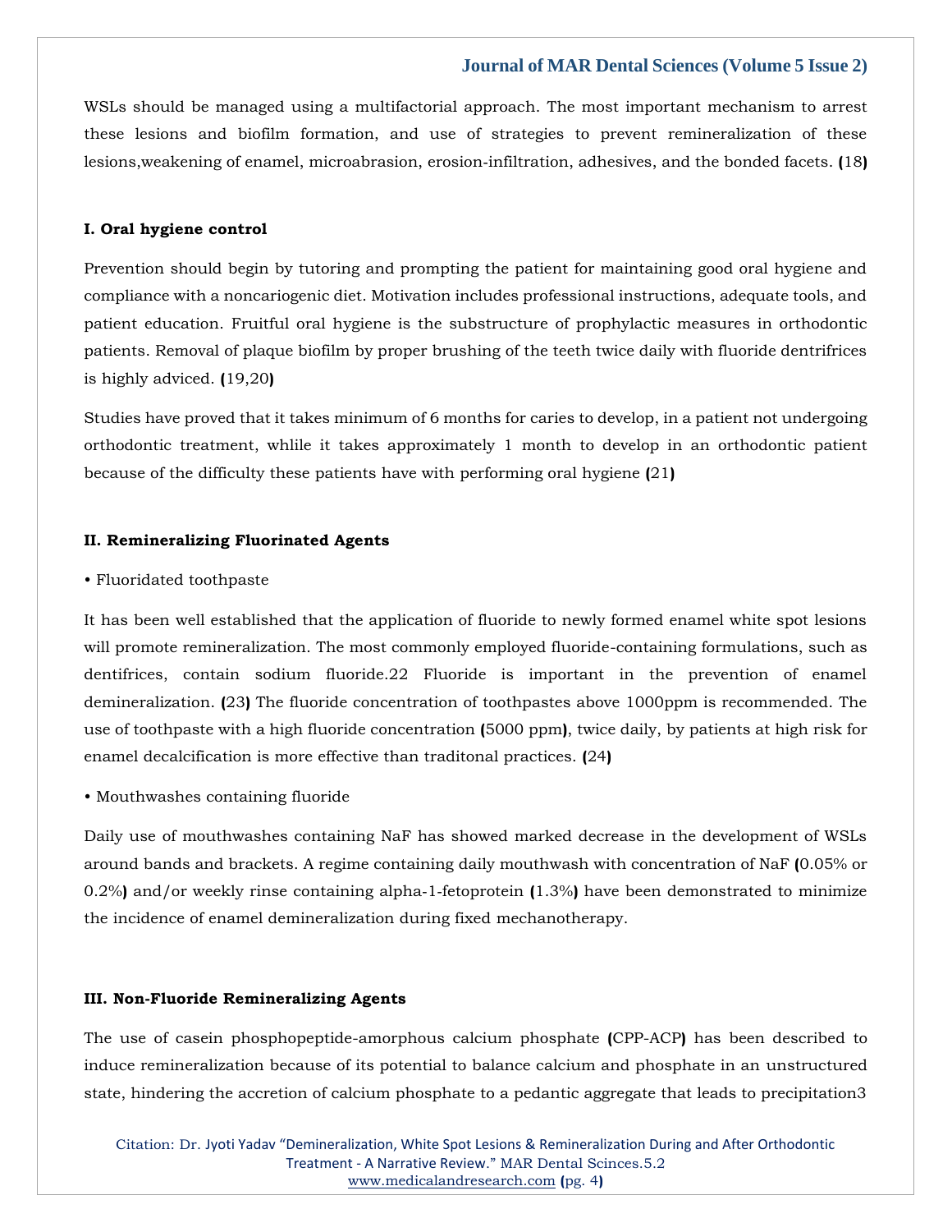WSLs should be managed using a multifactorial approach. The most important mechanism to arrest these lesions and biofilm formation, and use of strategies to prevent remineralization of these lesions,weakening of enamel, microabrasion, erosion-infiltration, adhesives, and the bonded facets. (18)

### I. Oral hygiene control

Prevention should begin by tutoring and prompting the patient for maintaining good oral hygiene and compliance with a noncariogenic diet. Motivation includes professional instructions, adequate tools, and patient education. Fruitful oral hygiene is the substructure of prophylactic measures in orthodontic patients. Removal of plaque biofilm by proper brushing of the teeth twice daily with fluoride dentrifrices is highly adviced. (19,20)

Studies have proved that it takes minimum of 6 months for caries to develop, in a patient not undergoing orthodontic treatment, whlile it takes approximately 1 month to develop in an orthodontic patient because of the difficulty these patients have with performing oral hygiene (21)

### II. Remineralizing Fluorinated Agents

• Fluoridated toothpaste

It has been well established that the application of fluoride to newly formed enamel white spot lesions will promote remineralization. The most commonly employed fluoride-containing formulations, such as dentifrices, contain sodium fluoride.22 Fluoride is important in the prevention of enamel demineralization. (23) The fluoride concentration of toothpastes above 1000ppm is recommended. The use of toothpaste with a high fluoride concentration (5000 ppm), twice daily, by patients at high risk for enamel decalcification is more effective than traditonal practices. (24)

• Mouthwashes containing fluoride

Daily use of mouthwashes containing NaF has showed marked decrease in the development of WSLs around bands and brackets. A regime containing daily mouthwash with concentration of NaF (0.05% or 0.2%) and/or weekly rinse containing alpha-1-fetoprotein (1.3%) have been demonstrated to minimize the incidence of enamel demineralization during fixed mechanotherapy.

### III. Non-Fluoride Remineralizing Agents

The use of casein phosphopeptide-amorphous calcium phosphate (CPP-ACP) has been described to induce remineralization because of its potential to balance calcium and phosphate in an unstructured state, hindering the accretion of calcium phosphate to a pedantic aggregate that leads to precipitation3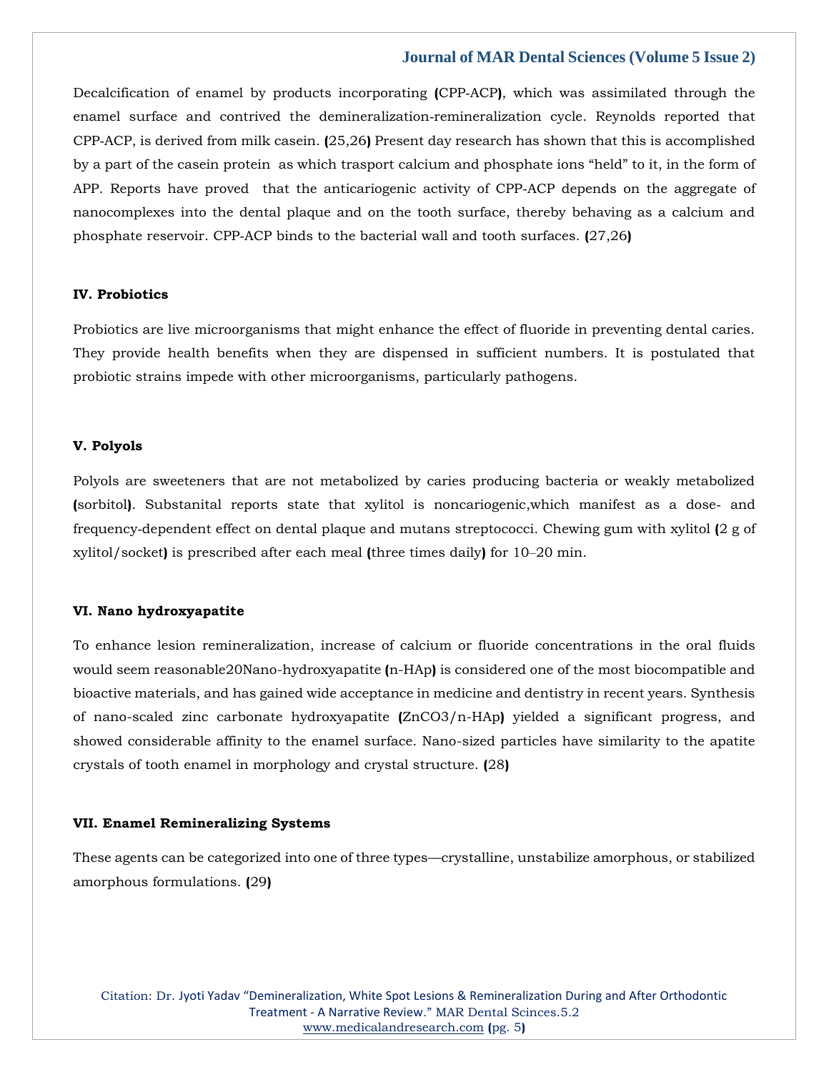Decalcification of enamel by products incorporating (CPP-ACP), which was assimilated through the enamel surface and contrived the demineralization-remineralization cycle. Reynolds reported that CPP-ACP, is derived from milk casein. (25,26) Present day research has shown that this is accomplished by a part of the casein protein as which trasport calcium and phosphate ions “held” to it, in the form of APP. Reports have proved that the anticariogenic activity of CPP-ACP depends on the aggregate of nanocomplexes into the dental plaque and on the tooth surface, thereby behaving as a calcium and phosphate reservoir. CPP-ACP binds to the bacterial wall and tooth surfaces. (27,26)

#### IV. Probiotics

Probiotics are live microorganisms that might enhance the effect of fluoride in preventing dental caries. They provide health benefits when they are dispensed in sufficient numbers. It is postulated that probiotic strains impede with other microorganisms, particularly pathogens.

#### V. Polyols

Polyols are sweeteners that are not metabolized by caries producing bacteria or weakly metabolized (sorbitol). Substanital reports state that xylitol is noncariogenic,which manifest as a dose- and frequency-dependent effect on dental plaque and mutans streptococci. Chewing gum with xylitol (2 g of xylitol/socket) is prescribed after each meal (three times daily) for 10–20 min.

#### VI. Nano hydroxyapatite

To enhance lesion remineralization, increase of calcium or fluoride concentrations in the oral fluids would seem reasonable20Nano-hydroxyapatite (n-HAp) is considered one of the most biocompatible and bioactive materials, and has gained wide acceptance in medicine and dentistry in recent years. Synthesis of nano-scaled zinc carbonate hydroxyapatite ($ZnCO_3$/n-HAp) yielded a significant progress, and showed considerable affinity to the enamel surface. Nano-sized particles have similarity to the apatite crystals of tooth enamel in morphology and crystal structure. (28)

#### VII. Enamel Remineralizing Systems

These agents can be categorized into one of three types—crystalline, unstabilize amorphous, or stabilized amorphous formulations. (29)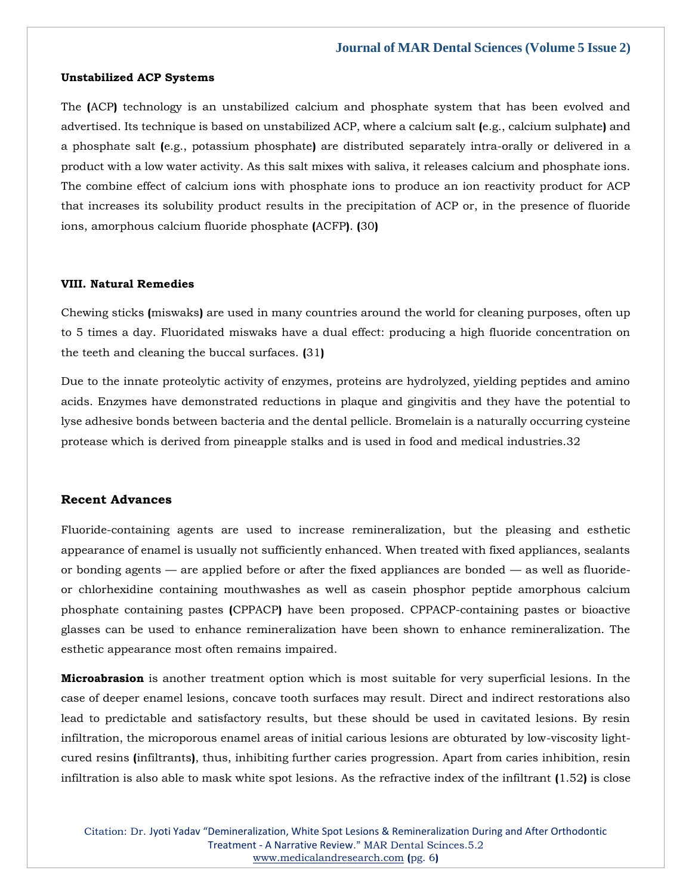### Unstabilized ACP Systems

The (ACP) technology is an unstabilized calcium and phosphate system that has been evolved and advertised. Its technique is based on unstabilized ACP, where a calcium salt (e.g., calcium sulphate) and a phosphate salt (e.g., potassium phosphate) are distributed separately intra-orally or delivered in a product with a low water activity. As this salt mixes with saliva, it releases calcium and phosphate ions. The combine effect of calcium ions with phosphate ions to produce an ion reactivity product for ACP that increases its solubility product results in the precipitation of ACP or, in the presence of fluoride ions, amorphous calcium fluoride phosphate (ACFP). (30)

### VIII. Natural Remedies

Chewing sticks (miswaks) are used in many countries around the world for cleaning purposes, often up to 5 times a day. Fluoridated miswaks have a dual effect: producing a high fluoride concentration on the teeth and cleaning the buccal surfaces. (31)

Due to the innate proteolytic activity of enzymes, proteins are hydrolyzed, yielding peptides and amino acids. Enzymes have demonstrated reductions in plaque and gingivitis and they have the potential to lyse adhesive bonds between bacteria and the dental pellicle. Bromelain is a naturally occurring cysteine protease which is derived from pineapple stalks and is used in food and medical industries.32

## Recent Advances

Fluoride-containing agents are used to increase remineralization, but the pleasing and esthetic appearance of enamel is usually not sufficiently enhanced. When treated with fixed appliances, sealants or bonding agents — are applied before or after the fixed appliances are bonded — as well as fluoride- or chlorhexidine containing mouthwashes as well as casein phosphor peptide amorphous calcium phosphate containing pastes (CPPACP) have been proposed. CPPACP-containing pastes or bioactive glasses can be used to enhance remineralization have been shown to enhance remineralization. The esthetic appearance most often remains impaired.

**Microabrasion** is another treatment option which is most suitable for very superficial lesions. In the case of deeper enamel lesions, concave tooth surfaces may result. Direct and indirect restorations also lead to predictable and satisfactory results, but these should be used in cavitated lesions. By resin infiltration, the microporous enamel areas of initial carious lesions are obturated by low-viscosity light-cured resins (infiltrants), thus, inhibiting further caries progression. Apart from caries inhibition, resin infiltration is also able to mask white spot lesions. As the refractive index of the infiltrant (1.52) is close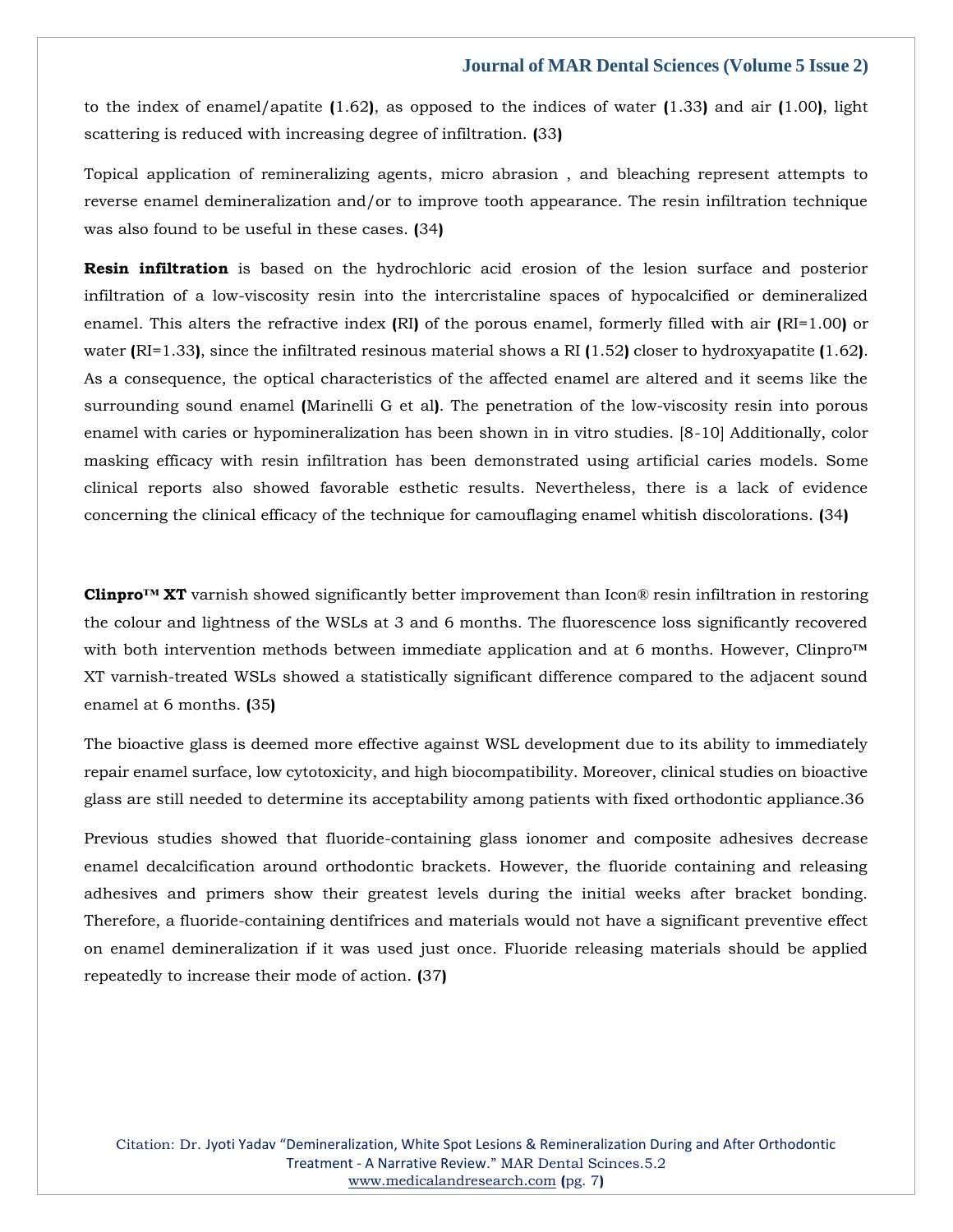to the index of enamel/apatite (1.62), as opposed to the indices of water (1.33) and air (1.00), light scattering is reduced with increasing degree of infiltration. (33)

Topical application of remineralizing agents, micro abrasion , and bleaching represent attempts to reverse enamel demineralization and/or to improve tooth appearance. The resin infiltration technique was also found to be useful in these cases. (34)

**Resin infiltration** is based on the hydrochloric acid erosion of the lesion surface and posterior infiltration of a low-viscosity resin into the intercristaline spaces of hypocalcified or demineralized enamel. This alters the refractive index (RI) of the porous enamel, formerly filled with air (RI=1.00) or water (RI=1.33), since the infiltrated resinous material shows a RI (1.52) closer to hydroxyapatite (1.62). As a consequence, the optical characteristics of the affected enamel are altered and it seems like the surrounding sound enamel (Marinelli G et al). The penetration of the low-viscosity resin into porous enamel with caries or hypomineralization has been shown in in vitro studies. [8-10] Additionally, color masking efficacy with resin infiltration has been demonstrated using artificial caries models. Some clinical reports also showed favorable esthetic results. Nevertheless, there is a lack of evidence concerning the clinical efficacy of the technique for camouflaging enamel whitish discolorations. (34)

**Clinpro™ XT** varnish showed significantly better improvement than Icon® resin infiltration in restoring the colour and lightness of the WSLs at 3 and 6 months. The fluorescence loss significantly recovered with both intervention methods between immediate application and at 6 months. However, Clinpro™ XT varnish-treated WSLs showed a statistically significant difference compared to the adjacent sound enamel at 6 months. (35)

The bioactive glass is deemed more effective against WSL development due to its ability to immediately repair enamel surface, low cytotoxicity, and high biocompatibility. Moreover, clinical studies on bioactive glass are still needed to determine its acceptability among patients with fixed orthodontic appliance.36

Previous studies showed that fluoride-containing glass ionomer and composite adhesives decrease enamel decalcification around orthodontic brackets. However, the fluoride containing and releasing adhesives and primers show their greatest levels during the initial weeks after bracket bonding. Therefore, a fluoride-containing dentifrices and materials would not have a significant preventive effect on enamel demineralization if it was used just once. Fluoride releasing materials should be applied repeatedly to increase their mode of action. (37)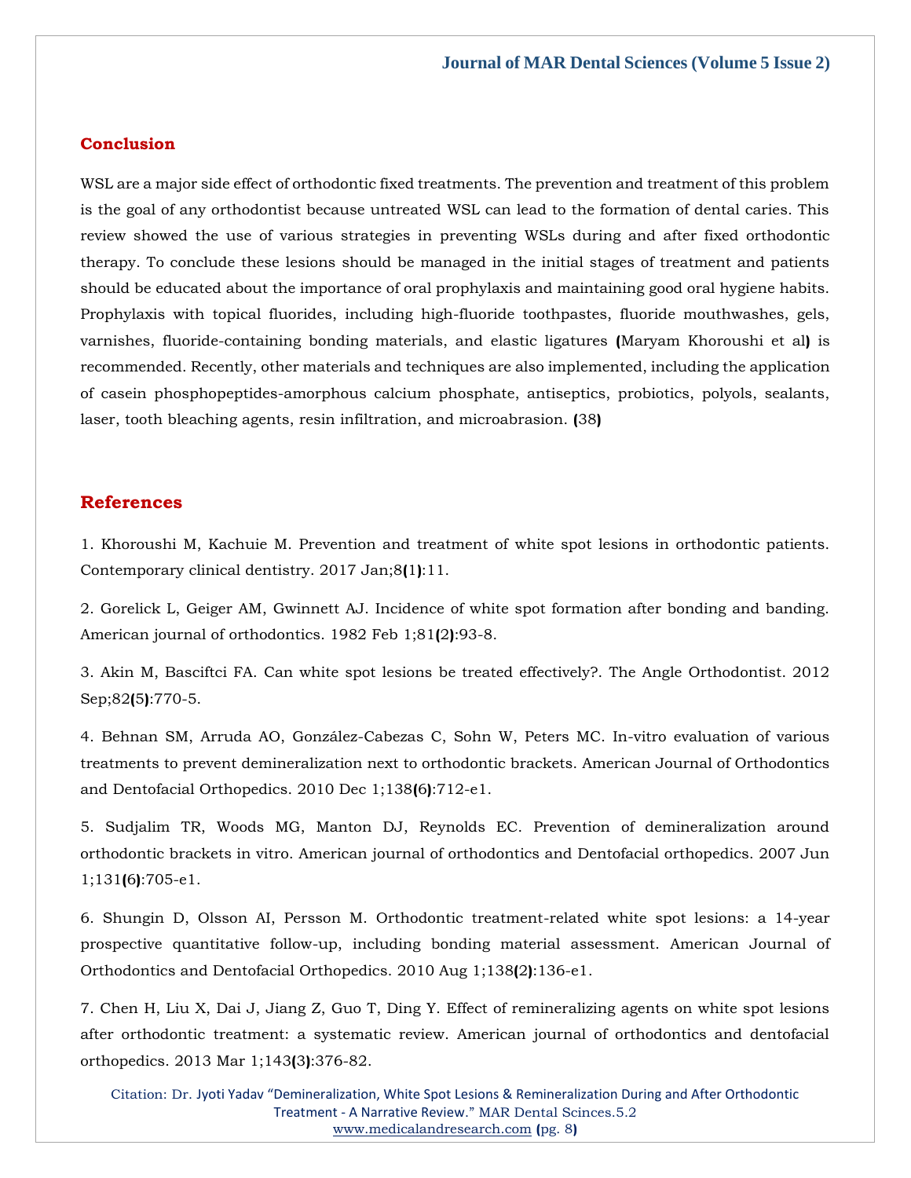## Conclusion

WSL are a major side effect of orthodontic fixed treatments. The prevention and treatment of this problem is the goal of any orthodontist because untreated WSL can lead to the formation of dental caries. This review showed the use of various strategies in preventing WSLs during and after fixed orthodontic therapy. To conclude these lesions should be managed in the initial stages of treatment and patients should be educated about the importance of oral prophylaxis and maintaining good oral hygiene habits. Prophylaxis with topical fluorides, including high-fluoride toothpastes, fluoride mouthwashes, gels, varnishes, fluoride-containing bonding materials, and elastic ligatures (Maryam Khoroushi et al) is recommended. Recently, other materials and techniques are also implemented, including the application of casein phosphopeptides-amorphous calcium phosphate, antiseptics, probiotics, polyols, sealants, laser, tooth bleaching agents, resin infiltration, and microabrasion. (38)

## References

1. Khoroushi M, Kachuie M. Prevention and treatment of white spot lesions in orthodontic patients. Contemporary clinical dentistry. 2017 Jan;8(1):11.

2. Gorelick L, Geiger AM, Gwinnett AJ. Incidence of white spot formation after bonding and banding. American journal of orthodontics. 1982 Feb 1;81(2):93-8.

3. Akin M, Basciftci FA. Can white spot lesions be treated effectively?. The Angle Orthodontist. 2012 Sep;82(5):770-5.

4. Behnan SM, Arruda AO, González-Cabezas C, Sohn W, Peters MC. In-vitro evaluation of various treatments to prevent demineralization next to orthodontic brackets. American Journal of Orthodontics and Dentofacial Orthopedics. 2010 Dec 1;138(6):712-e1.

5. Sudjalim TR, Woods MG, Manton DJ, Reynolds EC. Prevention of demineralization around orthodontic brackets in vitro. American journal of orthodontics and Dentofacial orthopedics. 2007 Jun 1;131(6):705-e1.

6. Shungin D, Olsson AI, Persson M. Orthodontic treatment-related white spot lesions: a 14-year prospective quantitative follow-up, including bonding material assessment. American Journal of Orthodontics and Dentofacial Orthopedics. 2010 Aug 1;138(2):136-e1.

7. Chen H, Liu X, Dai J, Jiang Z, Guo T, Ding Y. Effect of remineralizing agents on white spot lesions after orthodontic treatment: a systematic review. American journal of orthodontics and dentofacial orthopedics. 2013 Mar 1;143(3):376-82.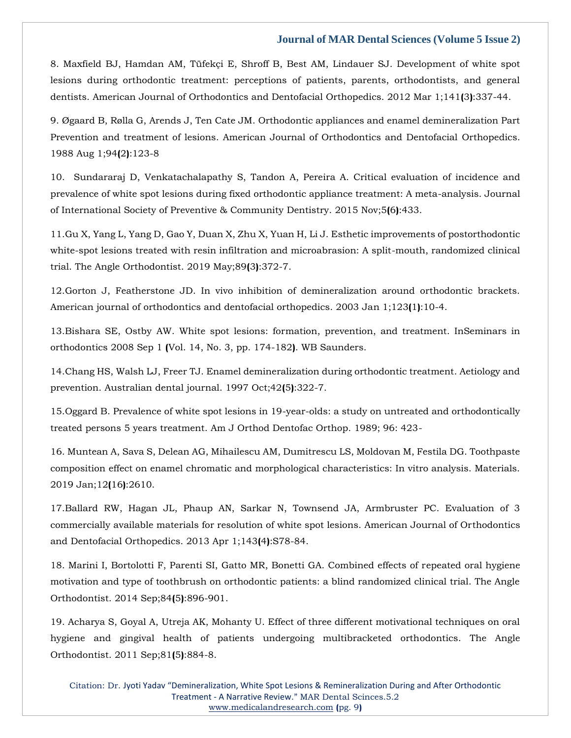8. Maxfield BJ, Hamdan AM, Tüfekçi E, Shroff B, Best AM, Lindauer SJ. Development of white spot lesions during orthodontic treatment: perceptions of patients, parents, orthodontists, and general dentists. American Journal of Orthodontics and Dentofacial Orthopedics. 2012 Mar 1;141(3):337-44.

9. Øgaard B, Rølla G, Arends J, Ten Cate JM. Orthodontic appliances and enamel demineralization Part Prevention and treatment of lesions. American Journal of Orthodontics and Dentofacial Orthopedics. 1988 Aug 1;94(2):123-8

10. Sundararaj D, Venkatachalapathy S, Tandon A, Pereira A. Critical evaluation of incidence and prevalence of white spot lesions during fixed orthodontic appliance treatment: A meta-analysis. Journal of International Society of Preventive & Community Dentistry. 2015 Nov;5(6):433.

11.Gu X, Yang L, Yang D, Gao Y, Duan X, Zhu X, Yuan H, Li J. Esthetic improvements of postorthodontic white-spot lesions treated with resin infiltration and microabrasion: A split-mouth, randomized clinical trial. The Angle Orthodontist. 2019 May;89(3):372-7.

12.Gorton J, Featherstone JD. In vivo inhibition of demineralization around orthodontic brackets. American journal of orthodontics and dentofacial orthopedics. 2003 Jan 1;123(1):10-4.

13.Bishara SE, Ostby AW. White spot lesions: formation, prevention, and treatment. InSeminars in orthodontics 2008 Sep 1 (Vol. 14, No. 3, pp. 174-182). WB Saunders.

14.Chang HS, Walsh LJ, Freer TJ. Enamel demineralization during orthodontic treatment. Aetiology and prevention. Australian dental journal. 1997 Oct;42(5):322-7.

15.Oggard B. Prevalence of white spot lesions in 19-year-olds: a study on untreated and orthodontically treated persons 5 years treatment. Am J Orthod Dentofac Orthop. 1989; 96: 423-

16. Muntean A, Sava S, Delean AG, Mihailescu AM, Dumitrescu LS, Moldovan M, Festila DG. Toothpaste composition effect on enamel chromatic and morphological characteristics: In vitro analysis. Materials. 2019 Jan;12(16):2610.

17.Ballard RW, Hagan JL, Phaup AN, Sarkar N, Townsend JA, Armbruster PC. Evaluation of 3 commercially available materials for resolution of white spot lesions. American Journal of Orthodontics and Dentofacial Orthopedics. 2013 Apr 1;143(4):S78-84.

18. Marini I, Bortolotti F, Parenti SI, Gatto MR, Bonetti GA. Combined effects of repeated oral hygiene motivation and type of toothbrush on orthodontic patients: a blind randomized clinical trial. The Angle Orthodontist. 2014 Sep;84(5):896-901.

19. Acharya S, Goyal A, Utreja AK, Mohanty U. Effect of three different motivational techniques on oral hygiene and gingival health of patients undergoing multibracketed orthodontics. The Angle Orthodontist. 2011 Sep;81(5):884-8.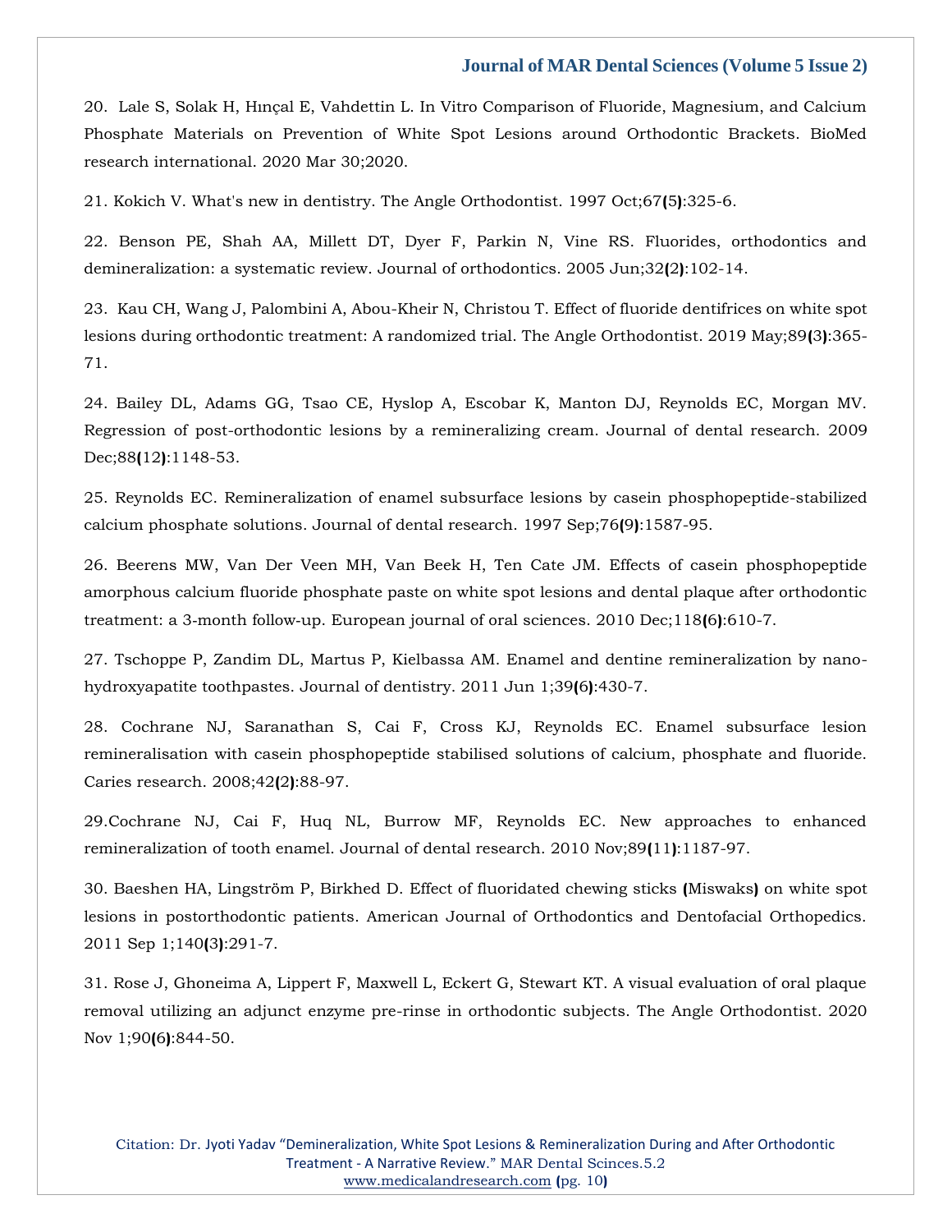20. Lale S, Solak H, Hınçal E, Vahdettin L. In Vitro Comparison of Fluoride, Magnesium, and Calcium Phosphate Materials on Prevention of White Spot Lesions around Orthodontic Brackets. BioMed research international. 2020 Mar 30;2020.

21. Kokich V. What's new in dentistry. The Angle Orthodontist. 1997 Oct;67(5):325-6.

22. Benson PE, Shah AA, Millett DT, Dyer F, Parkin N, Vine RS. Fluorides, orthodontics and demineralization: a systematic review. Journal of orthodontics. 2005 Jun;32(2):102-14.

23. Kau CH, Wang J, Palombini A, Abou-Kheir N, Christou T. Effect of fluoride dentifrices on white spot lesions during orthodontic treatment: A randomized trial. The Angle Orthodontist. 2019 May;89(3):365-71.

24. Bailey DL, Adams GG, Tsao CE, Hyslop A, Escobar K, Manton DJ, Reynolds EC, Morgan MV. Regression of post-orthodontic lesions by a remineralizing cream. Journal of dental research. 2009 Dec;88(12):1148-53.

25. Reynolds EC. Remineralization of enamel subsurface lesions by casein phosphopeptide-stabilized calcium phosphate solutions. Journal of dental research. 1997 Sep;76(9):1587-95.

26. Beerens MW, Van Der Veen MH, Van Beek H, Ten Cate JM. Effects of casein phosphopeptide amorphous calcium fluoride phosphate paste on white spot lesions and dental plaque after orthodontic treatment: a 3-month follow-up. European journal of oral sciences. 2010 Dec;118(6):610-7.

27. Tschoppe P, Zandim DL, Martus P, Kielbassa AM. Enamel and dentine remineralization by nano-hydroxyapatite toothpastes. Journal of dentistry. 2011 Jun 1;39(6):430-7.

28. Cochrane NJ, Saranathan S, Cai F, Cross KJ, Reynolds EC. Enamel subsurface lesion remineralisation with casein phosphopeptide stabilised solutions of calcium, phosphate and fluoride. Caries research. 2008;42(2):88-97.

29.Cochrane NJ, Cai F, Huq NL, Burrow MF, Reynolds EC. New approaches to enhanced remineralization of tooth enamel. Journal of dental research. 2010 Nov;89(11):1187-97.

30. Baeshen HA, Lingström P, Birkhed D. Effect of fluoridated chewing sticks (Miswaks) on white spot lesions in postorthodontic patients. American Journal of Orthodontics and Dentofacial Orthopedics. 2011 Sep 1;140(3):291-7.

31. Rose J, Ghoneima A, Lippert F, Maxwell L, Eckert G, Stewart KT. A visual evaluation of oral plaque removal utilizing an adjunct enzyme pre-rinse in orthodontic subjects. The Angle Orthodontist. 2020 Nov 1;90(6):844-50.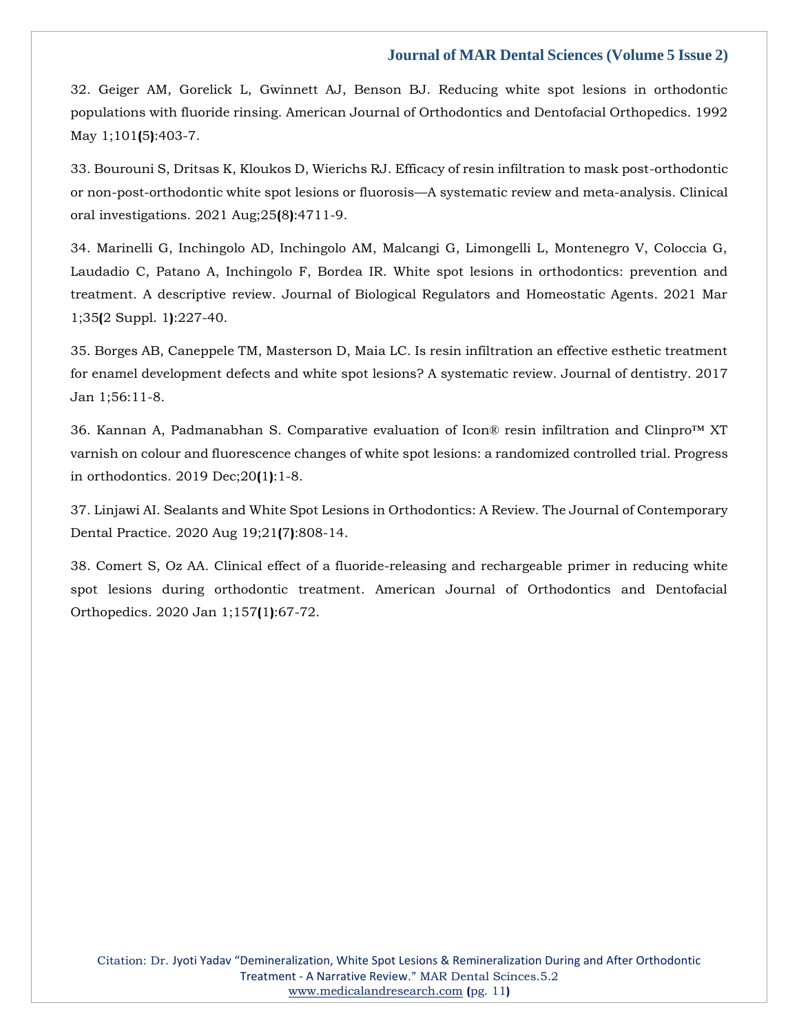32. Geiger AM, Gorelick L, Gwinnett AJ, Benson BJ. Reducing white spot lesions in orthodontic populations with fluoride rinsing. American Journal of Orthodontics and Dentofacial Orthopedics. 1992 May 1;101(5):403-7.

33. Bourouni S, Dritsas K, Kloukos D, Wierichs RJ. Efficacy of resin infiltration to mask post-orthodontic or non-post-orthodontic white spot lesions or fluorosis—A systematic review and meta-analysis. Clinical oral investigations. 2021 Aug;25(8):4711-9.

34. Marinelli G, Inchingolo AD, Inchingolo AM, Malcangi G, Limongelli L, Montenegro V, Coloccia G, Laudadio C, Patano A, Inchingolo F, Bordea IR. White spot lesions in orthodontics: prevention and treatment. A descriptive review. Journal of Biological Regulators and Homeostatic Agents. 2021 Mar 1;35(2 Suppl. 1):227-40.

35. Borges AB, Caneppele TM, Masterson D, Maia LC. Is resin infiltration an effective esthetic treatment for enamel development defects and white spot lesions? A systematic review. Journal of dentistry. 2017 Jan 1;56:11-8.

36. Kannan A, Padmanabhan S. Comparative evaluation of Icon® resin infiltration and Clinpro™ XT varnish on colour and fluorescence changes of white spot lesions: a randomized controlled trial. Progress in orthodontics. 2019 Dec;20(1):1-8.

37. Linjawi AI. Sealants and White Spot Lesions in Orthodontics: A Review. The Journal of Contemporary Dental Practice. 2020 Aug 19;21(7):808-14.

38. Comert S, Oz AA. Clinical effect of a fluoride-releasing and rechargeable primer in reducing white spot lesions during orthodontic treatment. American Journal of Orthodontics and Dentofacial Orthopedics. 2020 Jan 1;157(1):67-72.